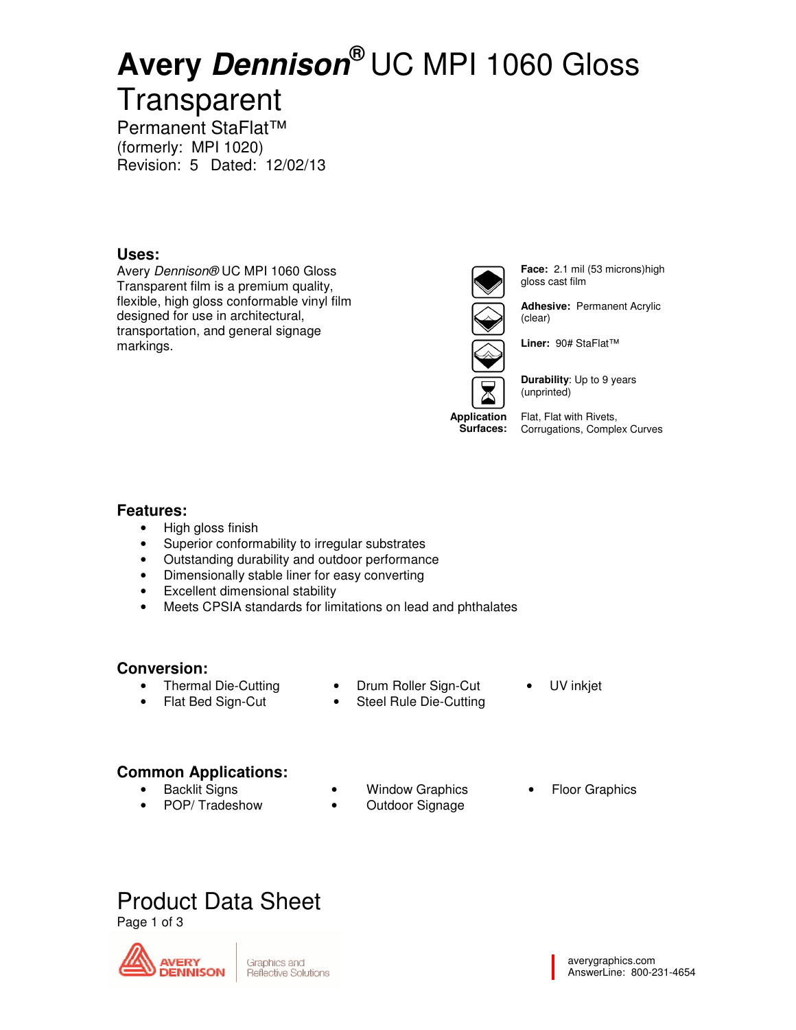# Avery *Dennison*® UC MPI 1060 Gloss Transparent

Permanent StaFlat™
(formerly: MPI 1020)
Revision: 5 Dated: 12/02/13

## Uses:

Avery *Dennison®* UC MPI 1060 Gloss Transparent film is a premium quality, flexible, high gloss conformable vinyl film designed for use in architectural, transportation, and general signage markings.

**Face:** 2.1 mil (53 microns)high gloss cast film

**Adhesive:** Permanent Acrylic (clear)

**Liner:** 90# StaFlat™

**Durability**: Up to 9 years (unprinted)

**Application Surfaces:** Flat, Flat with Rivets, Corrugations, Complex Curves

## Features:

- High gloss finish
- Superior conformability to irregular substrates
- Outstanding durability and outdoor performance
- Dimensionally stable liner for easy converting
- Excellent dimensional stability
- Meets CPSIA standards for limitations on lead and phthalates

## Conversion:

- Thermal Die-Cutting
- Flat Bed Sign-Cut
- Drum Roller Sign-Cut
- Steel Rule Die-Cutting
- UV inkjet

## Common Applications:

- Backlit Signs
- POP/ Tradeshow
- Window Graphics
- Outdoor Signage
- Floor Graphics

# Product Data Sheet

averygraphics.com
AnswerLine: 800-231-4654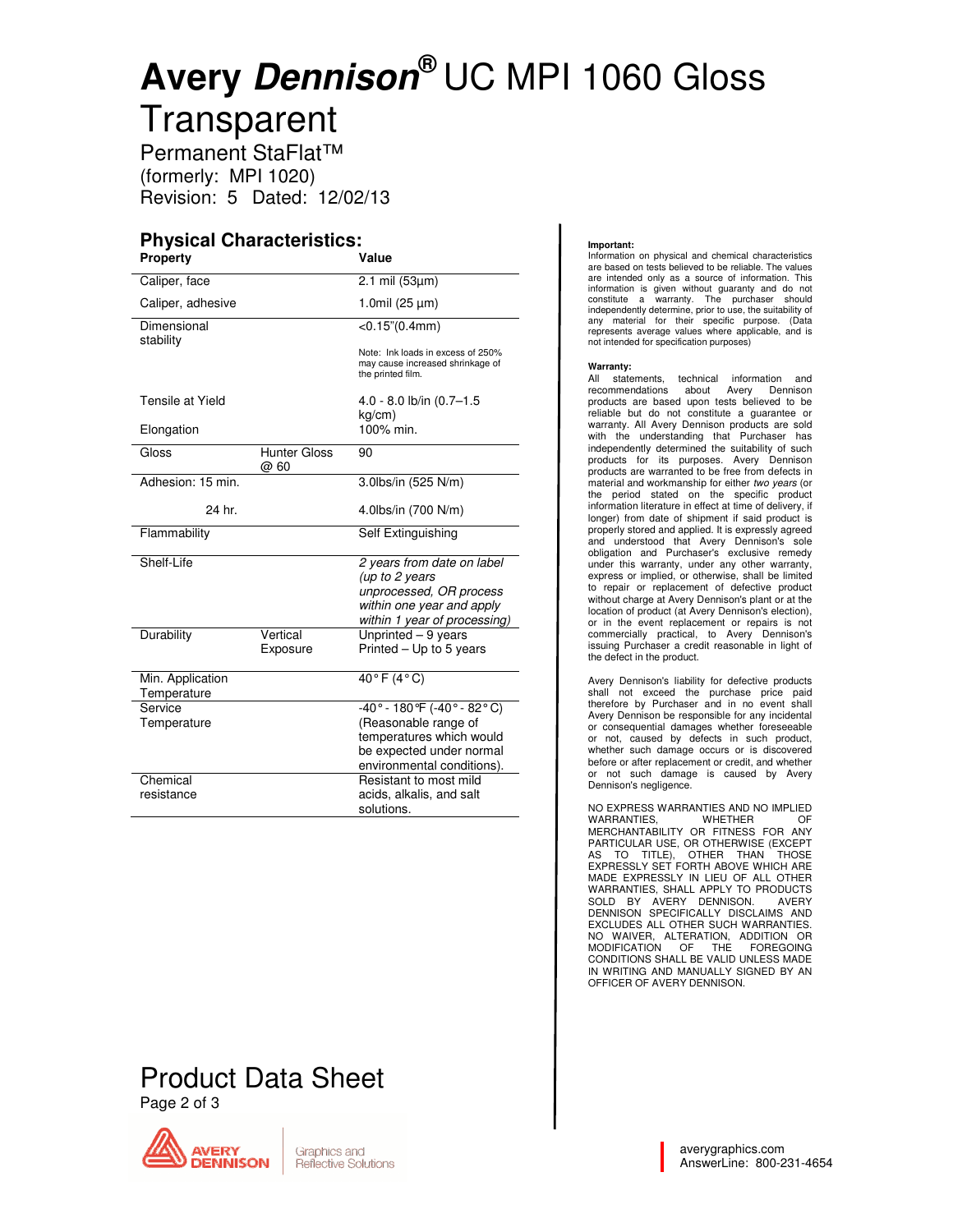# Avery *Dennison*® UC MPI 1060 Gloss Transparent

Permanent StaFlat™
(formerly: MPI 1020)
Revision: 5 Dated: 12/02/13

## Physical Characteristics:

| Property | | Value |
|---|---|---|
| Caliper, face | | 2.1 mil (53µm) |
| Caliper, adhesive | | 1.0mil (25 µm) |
| Dimensional stability | | <0.15"(0.4mm)<br><br>Note: Ink loads in excess of 250% may cause increased shrinkage of the printed film. |
| Tensile at Yield | | 4.0 - 8.0 lb/in (0.7–1.5 kg/cm) |
| Elongation | | 100% min. |
| Gloss | Hunter Gloss @ 60 | 90 |
| Adhesion: 15 min. | | 3.0lbs/in (525 N/m) |
| 24 hr. | | 4.0lbs/in (700 N/m) |
| Flammability | | Self Extinguishing |
| Shelf-Life | | *2 years from date on label (up to 2 years unprocessed, OR process within one year and apply within 1 year of processing)* |
| Durability | Vertical Exposure | Unprinted – 9 years<br>Printed – Up to 5 years |
| Min. Application Temperature | | 40° F (4° C) |
| Service Temperature | | -40° - 180°F (-40° - 82° C)<br>(Reasonable range of temperatures which would be expected under normal environmental conditions). |
| Chemical resistance | | Resistant to most mild acids, alkalis, and salt solutions. |

**Important:**
Information on physical and chemical characteristics are based on tests believed to be reliable. The values are intended only as a source of information. This information is given without guaranty and do not constitute a warranty. The purchaser should independently determine, prior to use, the suitability of any material for their specific purpose. (Data represents average values where applicable, and is not intended for specification purposes)

**Warranty:**
All statements, technical information and recommendations about Avery Dennison products are based upon tests believed to be reliable but do not constitute a guarantee or warranty. All Avery Dennison products are sold with the understanding that Purchaser has independently determined the suitability of such products for its purposes. Avery Dennison products are warranted to be free from defects in material and workmanship for either *two years* (or the period stated on the specific product information literature in effect at time of delivery, if longer) from date of shipment if said product is properly stored and applied. It is expressly agreed and understood that Avery Dennison's sole obligation and Purchaser's exclusive remedy under this warranty, under any other warranty, express or implied, or otherwise, shall be limited to repair or replacement of defective product without charge at Avery Dennison's plant or at the location of product (at Avery Dennison's election), or in the event replacement or repairs is not commercially practical, to Avery Dennison's issuing Purchaser a credit reasonable in light of the defect in the product.

Avery Dennison's liability for defective products shall not exceed the purchase price paid therefore by Purchaser and in no event shall Avery Dennison be responsible for any incidental or consequential damages whether foreseeable or not, caused by defects in such product, whether such damage occurs or is discovered before or after replacement or credit, and whether or not such damage is caused by Avery Dennison's negligence.

NO EXPRESS WARRANTIES AND NO IMPLIED WARRANTIES, WHETHER OF MERCHANTABILITY OR FITNESS FOR ANY PARTICULAR USE, OR OTHERWISE (EXCEPT AS TO TITLE), OTHER THAN THOSE EXPRESSLY SET FORTH ABOVE WHICH ARE MADE EXPRESSLY IN LIEU OF ALL OTHER WARRANTIES, SHALL APPLY TO PRODUCTS SOLD BY AVERY DENNISON. AVERY DENNISON SPECIFICALLY DISCLAIMS AND EXCLUDES ALL OTHER SUCH WARRANTIES. NO WAIVER, ALTERATION, ADDITION OR MODIFICATION OF THE FOREGOING CONDITIONS SHALL BE VALID UNLESS MADE IN WRITING AND MANUALLY SIGNED BY AN OFFICER OF AVERY DENNISON.

Product Data Sheet

Avery Dennison — Graphics and Reflective Solutions

averygraphics.com
AnswerLine: 800-231-4654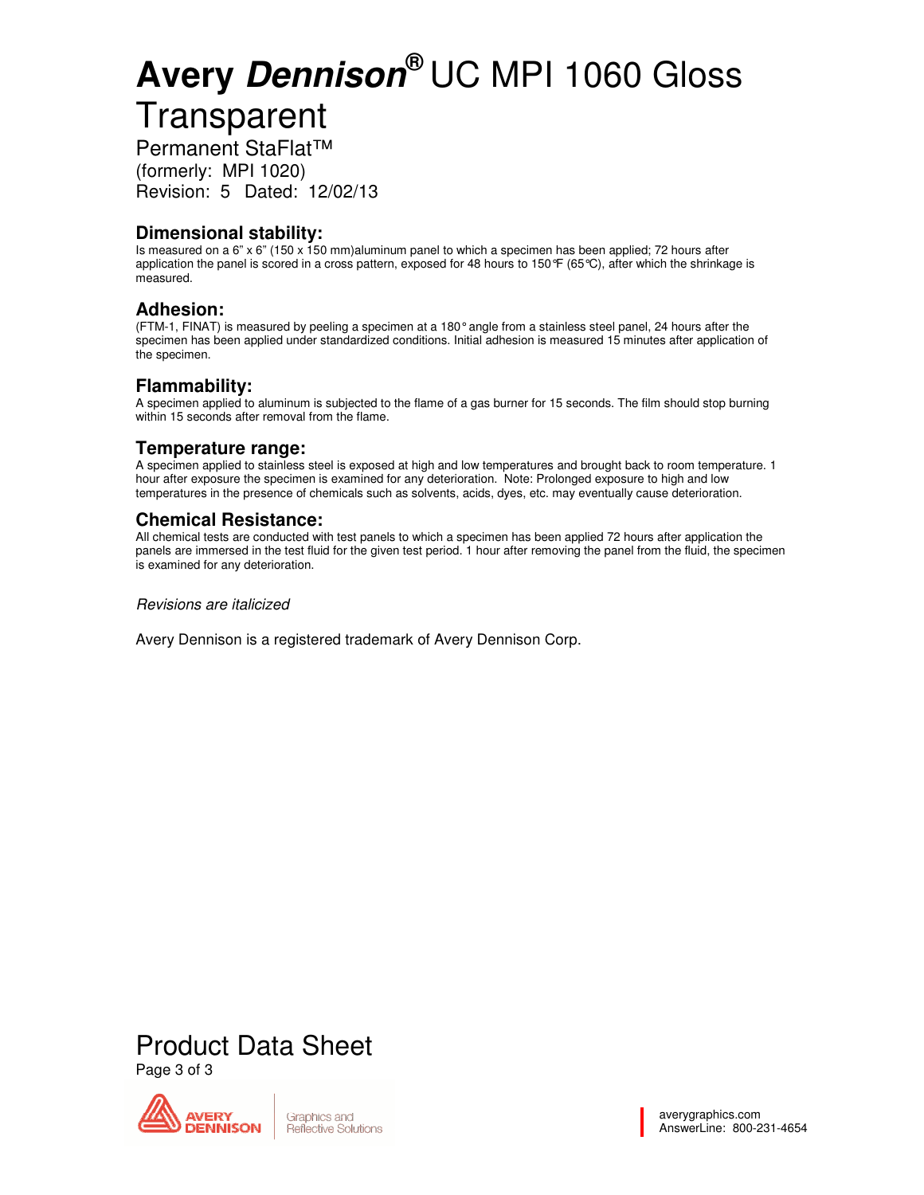# **Avery *Dennison*®** UC MPI 1060 Gloss Transparent

Permanent StaFlat™
(formerly: MPI 1020)
Revision: 5 Dated: 12/02/13

## Dimensional stability:

Is measured on a 6" x 6" (150 x 150 mm)aluminum panel to which a specimen has been applied; 72 hours after application the panel is scored in a cross pattern, exposed for 48 hours to 150°F (65°C), after which the shrinkage is measured.

## Adhesion:

(FTM-1, FINAT) is measured by peeling a specimen at a 180° angle from a stainless steel panel, 24 hours after the specimen has been applied under standardized conditions. Initial adhesion is measured 15 minutes after application of the specimen.

## Flammability:

A specimen applied to aluminum is subjected to the flame of a gas burner for 15 seconds. The film should stop burning within 15 seconds after removal from the flame.

## Temperature range:

A specimen applied to stainless steel is exposed at high and low temperatures and brought back to room temperature. 1 hour after exposure the specimen is examined for any deterioration. Note: Prolonged exposure to high and low temperatures in the presence of chemicals such as solvents, acids, dyes, etc. may eventually cause deterioration.

## Chemical Resistance:

All chemical tests are conducted with test panels to which a specimen has been applied 72 hours after application the panels are immersed in the test fluid for the given test period. 1 hour after removing the panel from the fluid, the specimen is examined for any deterioration.

*Revisions are italicized*

Avery Dennison is a registered trademark of Avery Dennison Corp.

Product Data Sheet

averygraphics.com
AnswerLine: 800-231-4654